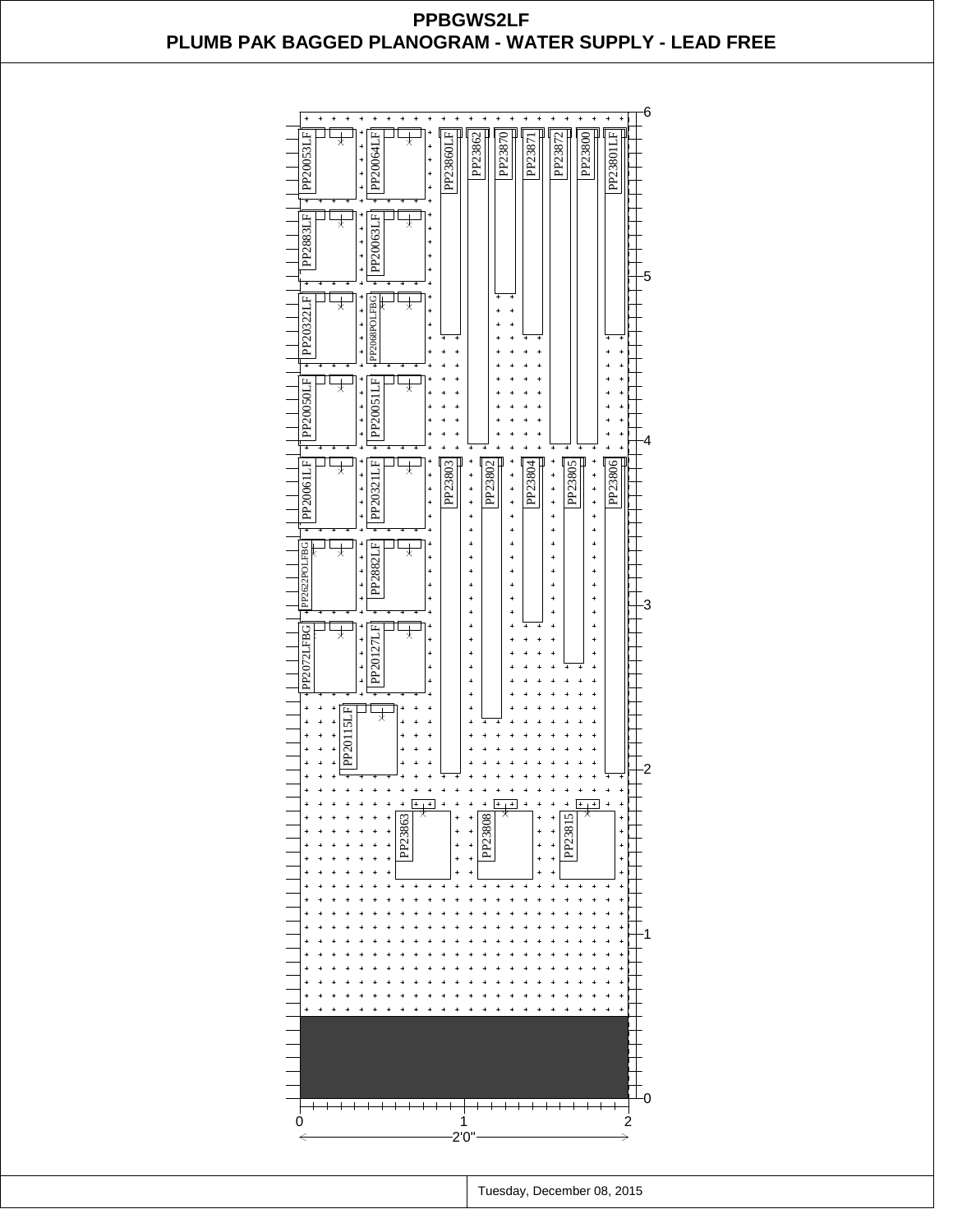# PPBGWS2LF

## PLUMB PAK BAGGED PLANOGRAM - WATER SUPPLY - LEAD FREE

PP20053LF
PP20064LF
PP23860LF
PP23862
PP23870
PP23871
PP23872
PP23800
PP23801LF

PP2883LF
PP20063LF

PP20322LF
PP2068POLFBG

PP20050LF
PP20051LF

PP20061LF
PP20321LF
PP23803
PP23802
PP23804
PP23805
PP23806

PP2622POLFBG
PP2882LF

PP2072LFBG
PP20127LF

PP20115LF

PP23863
PP23808
PP23815

0 1 2 3 4 5 6

0 1 2

2'0"

Tuesday, December 08, 2015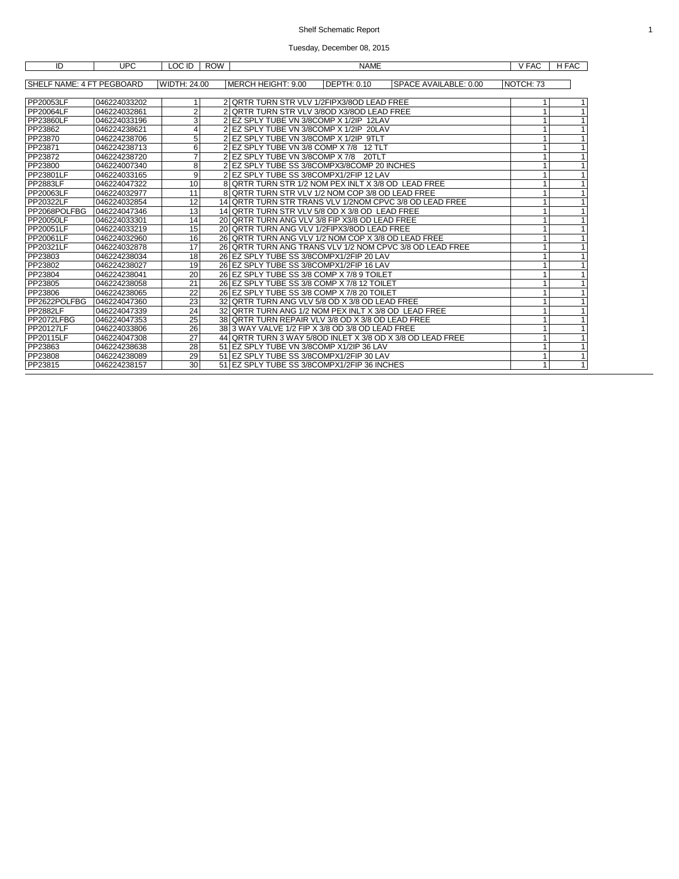# Shelf Schematic Report

Tuesday, December 08, 2015

| ID | UPC | LOC ID | ROW | NAME | V FAC | H FAC |
|---|---|---|---|---|---|---|

| SHELF NAME: 4 FT PEGBOARD | WIDTH: 24.00 | MERCH HEIGHT: 9.00 | DEPTH: 0.10 | SPACE AVAILABLE: 0.00 | NOTCH: 73 |
|---|---|---|---|---|---|

| ID | UPC | LOC ID | ROW | NAME | V FAC | H FAC |
|---|---|---|---|---|---|---|
| PP20053LF | 046224033202 | 1 | 2 | QRTR TURN STR VLV 1/2FIPX3/8OD LEAD FREE | 1 | 1 |
| PP20064LF | 046224032861 | 2 | 2 | QRTR TURN STR VLV 3/8OD X3/8OD LEAD FREE | 1 | 1 |
| PP23860LF | 046224033196 | 3 | 2 | EZ SPLY TUBE VN 3/8COMP X 1/2IP 12LAV | 1 | 1 |
| PP23862 | 046224238621 | 4 | 2 | EZ SPLY TUBE VN 3/8COMP X 1/2IP 20LAV | 1 | 1 |
| PP23870 | 046224238706 | 5 | 2 | EZ SPLY TUBE VN 3/8COMP X 1/2IP 9TLT | 1 | 1 |
| PP23871 | 046224238713 | 6 | 2 | EZ SPLY TUBE VN 3/8 COMP X 7/8 12 TLT | 1 | 1 |
| PP23872 | 046224238720 | 7 | 2 | EZ SPLY TUBE VN 3/8COMP X 7/8 20TLT | 1 | 1 |
| PP23800 | 046224007340 | 8 | 2 | EZ SPLY TUBE SS 3/8COMPX3/8COMP 20 INCHES | 1 | 1 |
| PP23801LF | 046224033165 | 9 | 2 | EZ SPLY TUBE SS 3/8COMPX1/2FIP 12 LAV | 1 | 1 |
| PP2883LF | 046224047322 | 10 | 8 | QRTR TURN STR 1/2 NOM PEX INLT X 3/8 OD LEAD FREE | 1 | 1 |
| PP20063LF | 046224032977 | 11 | 8 | QRTR TURN STR VLV 1/2 NOM COP 3/8 OD LEAD FREE | 1 | 1 |
| PP20322LF | 046224032854 | 12 | 14 | QRTR TURN STR TRANS VLV 1/2NOM CPVC 3/8 OD LEAD FREE | 1 | 1 |
| PP2068POLFBG | 046224047346 | 13 | 14 | QRTR TURN STR VLV 5/8 OD X 3/8 OD LEAD FREE | 1 | 1 |
| PP20050LF | 046224033301 | 14 | 20 | QRTR TURN ANG VLV 3/8 FIP X3/8 OD LEAD FREE | 1 | 1 |
| PP20051LF | 046224033219 | 15 | 20 | QRTR TURN ANG VLV 1/2FIPX3/8OD LEAD FREE | 1 | 1 |
| PP20061LF | 046224032960 | 16 | 26 | QRTR TURN ANG VLV 1/2 NOM COP X 3/8 OD LEAD FREE | 1 | 1 |
| PP20321LF | 046224032878 | 17 | 26 | QRTR TURN ANG TRANS VLV 1/2 NOM CPVC 3/8 OD LEAD FREE | 1 | 1 |
| PP23803 | 046224238034 | 18 | 26 | EZ SPLY TUBE SS 3/8COMPX1/2FIP 20 LAV | 1 | 1 |
| PP23802 | 046224238027 | 19 | 26 | EZ SPLY TUBE SS 3/8COMPX1/2FIP 16 LAV | 1 | 1 |
| PP23804 | 046224238041 | 20 | 26 | EZ SPLY TUBE SS 3/8 COMP X 7/8 9 TOILET | 1 | 1 |
| PP23805 | 046224238058 | 21 | 26 | EZ SPLY TUBE SS 3/8 COMP X 7/8 12 TOILET | 1 | 1 |
| PP23806 | 046224238065 | 22 | 26 | EZ SPLY TUBE SS 3/8 COMP X 7/8 20 TOILET | 1 | 1 |
| PP2622POLFBG | 046224047360 | 23 | 32 | QRTR TURN ANG VLV 5/8 OD X 3/8 OD LEAD FREE | 1 | 1 |
| PP2882LF | 046224047339 | 24 | 32 | QRTR TURN ANG 1/2 NOM PEX INLT X 3/8 OD LEAD FREE | 1 | 1 |
| PP2072LFBG | 046224047353 | 25 | 38 | QRTR TURN REPAIR VLV 3/8 OD X 3/8 OD LEAD FREE | 1 | 1 |
| PP20127LF | 046224033806 | 26 | 38 | 3 WAY VALVE 1/2 FIP X 3/8 OD 3/8 OD LEAD FREE | 1 | 1 |
| PP20115LF | 046224047308 | 27 | 44 | QRTR TURN 3 WAY 5/8OD INLET X 3/8 OD X 3/8 OD LEAD FREE | 1 | 1 |
| PP23863 | 046224238638 | 28 | 51 | EZ SPLY TUBE VN 3/8COMP X1/2IP 36 LAV | 1 | 1 |
| PP23808 | 046224238089 | 29 | 51 | EZ SPLY TUBE SS 3/8COMPX1/2FIP 30 LAV | 1 | 1 |
| PP23815 | 046224238157 | 30 | 51 | EZ SPLY TUBE SS 3/8COMPX1/2FIP 36 INCHES | 1 | 1 |